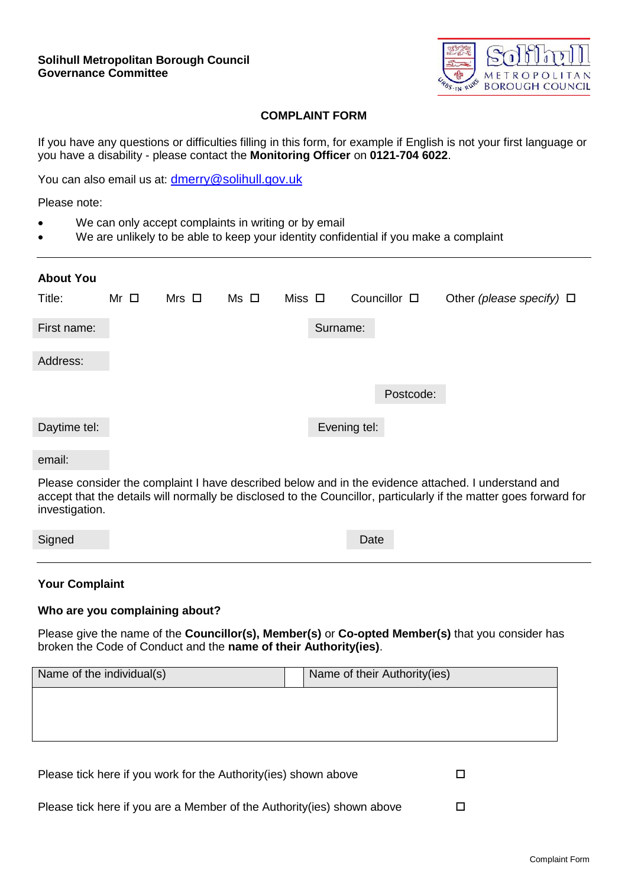**Solihull Metropolitan Borough Council**
**Governance Committee**

## COMPLAINT FORM

If you have any questions or difficulties filling in this form, for example if English is not your first language or you have a disability - please contact the **Monitoring Officer** on **0121-704 6022**.

You can also email us at: dmerry@solihull.gov.uk

Please note:

- We can only accept complaints in writing or by email
- We are unlikely to be able to keep your identity confidential if you make a complaint

---

### About You

Title: Mr ☐ Mrs ☐ Ms ☐ Miss ☐ Councillor ☐ Other *(please specify)* ☐

First name: Surname:

Address:

Postcode:

Daytime tel: Evening tel:

email:

Please consider the complaint I have described below and in the evidence attached. I understand and accept that the details will normally be disclosed to the Councillor, particularly if the matter goes forward for investigation.

Signed Date

---

### Your Complaint

**Who are you complaining about?**

Please give the name of the **Councillor(s), Member(s)** or **Co-opted Member(s)** that you consider has broken the Code of Conduct and the **name of their Authority(ies)**.

| Name of the individual(s) | | Name of their Authority(ies) |
|---|---|---|
| | | |

Please tick here if you work for the Authority(ies) shown above ☐

Please tick here if you are a Member of the Authority(ies) shown above ☐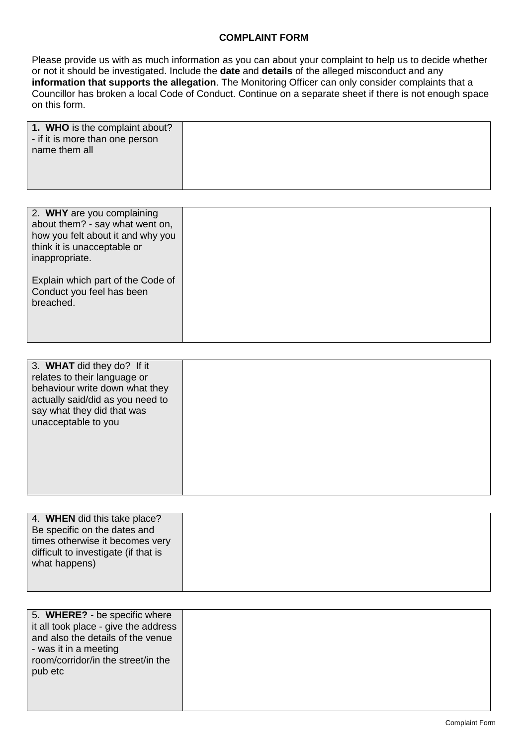**COMPLAINT FORM**

Please provide us with as much information as you can about your complaint to help us to decide whether or not it should be investigated. Include the **date** and **details** of the alleged misconduct and any **information that supports the allegation**. The Monitoring Officer can only consider complaints that a Councillor has broken a local Code of Conduct. Continue on a separate sheet if there is not enough space on this form.

| **1. WHO** is the complaint about? - if it is more than one person name them all | |
|---|---|

| 2. **WHY** are you complaining about them? - say what went on, how you felt about it and why you think it is unacceptable or inappropriate.<br><br>Explain which part of the Code of Conduct you feel has been breached. | |
|---|---|

| 3. **WHAT** did they do? If it relates to their language or behaviour write down what they actually said/did as you need to say what they did that was unacceptable to you | |
|---|---|

| 4. **WHEN** did this take place? Be specific on the dates and times otherwise it becomes very difficult to investigate (if that is what happens) | |
|---|---|

| 5. **WHERE?** - be specific where it all took place - give the address and also the details of the venue - was it in a meeting room/corridor/in the street/in the pub etc | |
|---|---|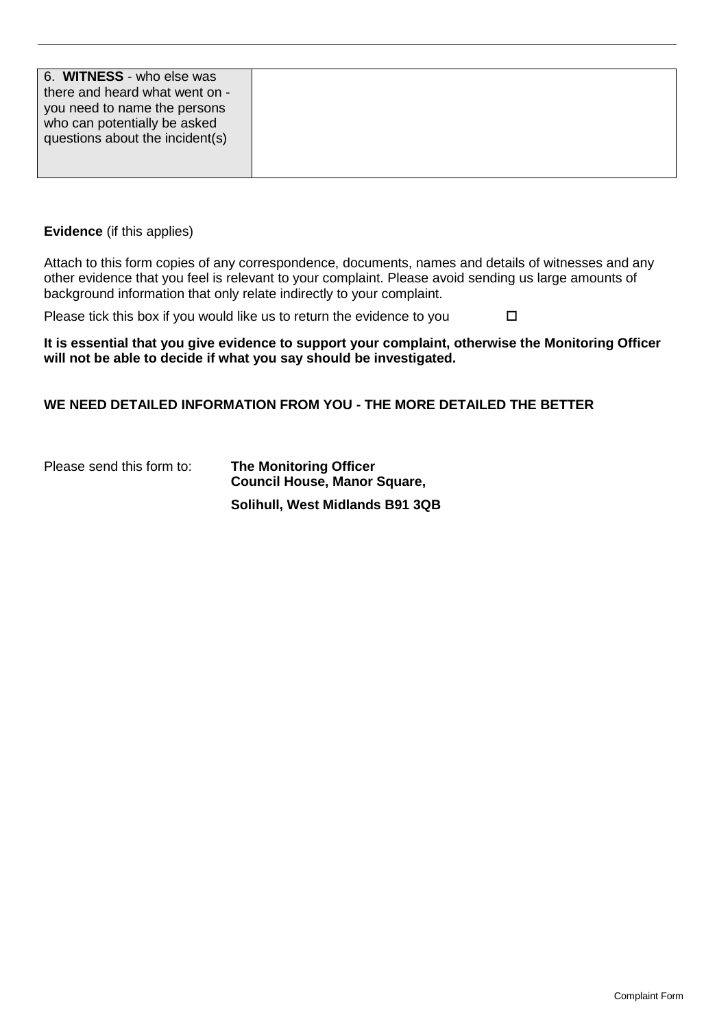| | |
|---|---|
| 6. **WITNESS** - who else was there and heard what went on - you need to name the persons who can potentially be asked questions about the incident(s) | |

**Evidence** (if this applies)

Attach to this form copies of any correspondence, documents, names and details of witnesses and any other evidence that you feel is relevant to your complaint. Please avoid sending us large amounts of background information that only relate indirectly to your complaint.

Please tick this box if you would like us to return the evidence to you ☐

**It is essential that you give evidence to support your complaint, otherwise the Monitoring Officer will not be able to decide if what you say should be investigated.**

**WE NEED DETAILED INFORMATION FROM YOU - THE MORE DETAILED THE BETTER**

Please send this form to: **The Monitoring Officer**
**Council House, Manor Square,**
**Solihull, West Midlands B91 3QB**